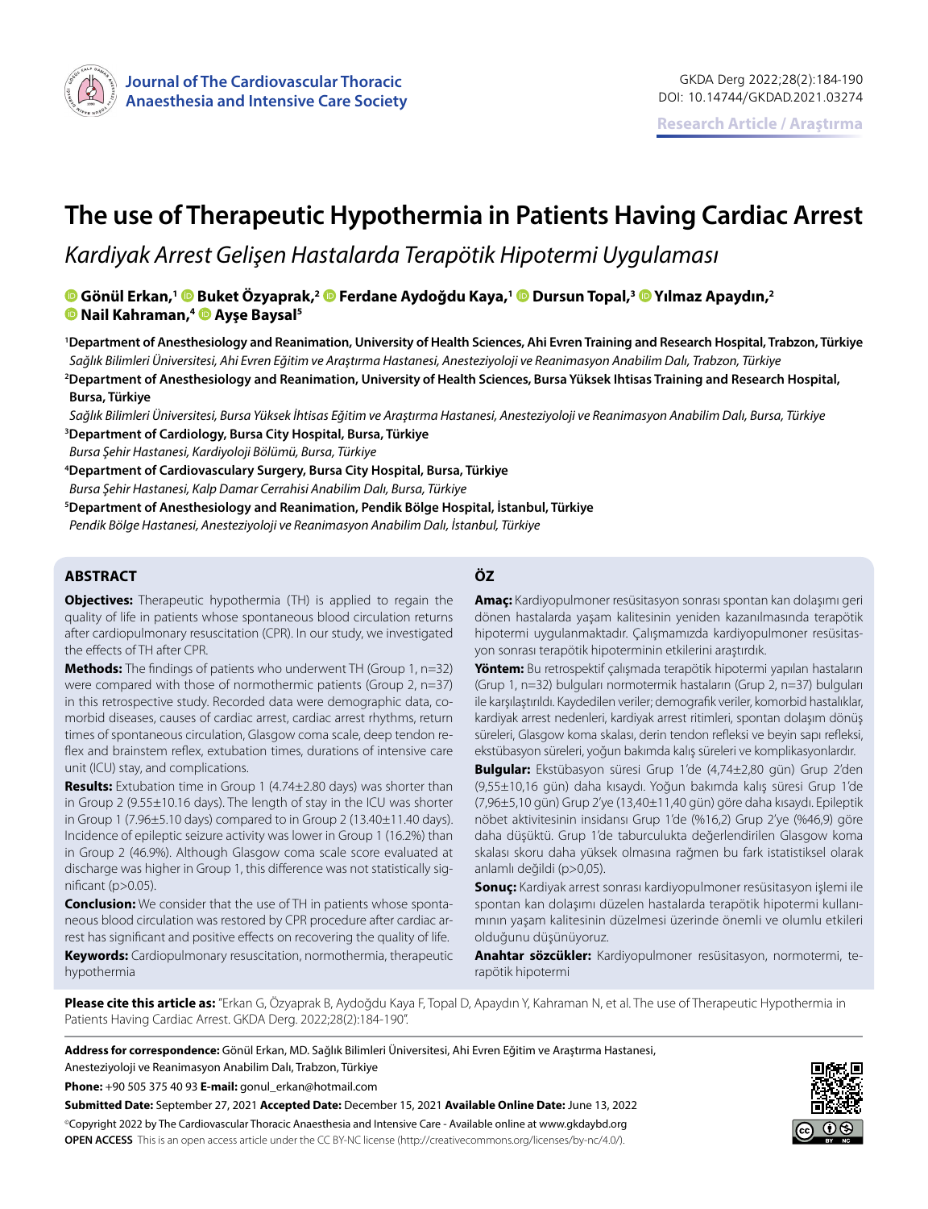Research Article / Araştırma

# The use of Therapeutic Hypothermia in Patients Having Cardiac Arrest

*Kardiyak Arrest Gelişen Hastalarda Terapötik Hipotermi Uygulaması*

**Gönül Erkan,[1] Buket Özyaprak,[2] Ferdane Aydoğdu Kaya,[1] Dursun Topal,[3] Yılmaz Apaydın,[2] Nail Kahraman,[4] Ayşe Baysal[5]**

[1]**Department of Anesthesiology and Reanimation, University of Health Sciences, Ahi Evren Training and Research Hospital, Trabzon, Türkiye**
*Sağlık Bilimleri Üniversitesi, Ahi Evren Eğitim ve Araştırma Hastanesi, Anesteziyoloji ve Reanimasyon Anabilim Dalı, Trabzon, Türkiye*

[2]**Department of Anesthesiology and Reanimation, University of Health Sciences, Bursa Yüksek Ihtisas Training and Research Hospital, Bursa, Türkiye**
*Sağlık Bilimleri Üniversitesi, Bursa Yüksek İhtisas Eğitim ve Araştırma Hastanesi, Anesteziyoloji ve Reanimasyon Anabilim Dalı, Bursa, Türkiye*

[3]**Department of Cardiology, Bursa City Hospital, Bursa, Türkiye**
*Bursa Şehir Hastanesi, Kardiyoloji Bölümü, Bursa, Türkiye*

[4]**Department of Cardiovasculary Surgery, Bursa City Hospital, Bursa, Türkiye**
*Bursa Şehir Hastanesi, Kalp Damar Cerrahisi Anabilim Dalı, Bursa, Türkiye*

[5]**Department of Anesthesiology and Reanimation, Pendik Bölge Hospital, İstanbul, Türkiye**
*Pendik Bölge Hastanesi, Anesteziyoloji ve Reanimasyon Anabilim Dalı, İstanbul, Türkiye*

## ABSTRACT

**Objectives:** Therapeutic hypothermia (TH) is applied to regain the quality of life in patients whose spontaneous blood circulation returns after cardiopulmonary resuscitation (CPR). In our study, we investigated the effects of TH after CPR.

**Methods:** The findings of patients who underwent TH (Group 1, n=32) were compared with those of normothermic patients (Group 2, n=37) in this retrospective study. Recorded data were demographic data, comorbid diseases, causes of cardiac arrest, cardiac arrest rhythms, return times of spontaneous circulation, Glasgow coma scale, deep tendon reflex and brainstem reflex, extubation times, durations of intensive care unit (ICU) stay, and complications.

**Results:** Extubation time in Group 1 (4.74±2.80 days) was shorter than in Group 2 (9.55±10.16 days). The length of stay in the ICU was shorter in Group 1 (7.96±5.10 days) compared to in Group 2 (13.40±11.40 days). Incidence of epileptic seizure activity was lower in Group 1 (16.2%) than in Group 2 (46.9%). Although Glasgow coma scale score evaluated at discharge was higher in Group 1, this difference was not statistically significant ($p>0.05$).

**Conclusion:** We consider that the use of TH in patients whose spontaneous blood circulation was restored by CPR procedure after cardiac arrest has significant and positive effects on recovering the quality of life.

**Keywords:** Cardiopulmonary resuscitation, normothermia, therapeutic hypothermia

## ÖZ

**Amaç:** Kardiyopulmoner resüsitasyon sonrası spontan kan dolaşımı geri dönen hastalarda yaşam kalitesinin yeniden kazanılmasında terapötik hipotermi uygulanmaktadır. Çalışmamızda kardiyopulmoner resüsitasyon sonrası terapötik hipoterminin etkilerini araştırdık.

**Yöntem:** Bu retrospektif çalışmada terapötik hipotermi yapılan hastaların (Grup 1, n=32) bulguları normotermik hastaların (Grup 2, n=37) bulguları ile karşılaştırıldı. Kaydedilen veriler; demografik veriler, komorbid hastalıklar, kardiyak arrest nedenleri, kardiyak arrest ritimleri, spontan dolaşım dönüş süreleri, Glasgow koma skalası, derin tendon refleksi ve beyin sapı refleksi, ekstübasyon süreleri, yoğun bakımda kalış süreleri ve komplikasyonlardır.

**Bulgular:** Ekstübasyon süresi Grup 1'de (4,74±2,80 gün) Grup 2'den (9,55±10,16 gün) daha kısaydı. Yoğun bakımda kalış süresi Grup 1'de (7,96±5,10 gün) Grup 2'ye (13,40±11,40 gün) göre daha kısaydı. Epileptik nöbet aktivitesinin insidansı Grup 1'de (%16,2) Grup 2'ye (%46,9) göre daha düşüktü. Grup 1'de taburculukta değerlendirilen Glasgow koma skalası skoru daha yüksek olmasına rağmen bu fark istatistiksel olarak anlamlı değildi ($p>0,05$).

**Sonuç:** Kardiyak arrest sonrası kardiyopulmoner resüsitasyon işlemi ile spontan kan dolaşımı düzelen hastalarda terapötik hipotermi kullanımının yaşam kalitesinin düzelmesi üzerinde önemli ve olumlu etkileri olduğunu düşünüyoruz.

**Anahtar sözcükler:** Kardiyopulmoner resüsitasyon, normotermi, terapötik hipotermi

**Please cite this article as:** "Erkan G, Özyaprak B, Aydoğdu Kaya F, Topal D, Apaydın Y, Kahraman N, et al. The use of Therapeutic Hypothermia in Patients Having Cardiac Arrest. GKDA Derg. 2022;28(2):184-190".

**Address for correspondence:** Gönül Erkan, MD. Sağlık Bilimleri Üniversitesi, Ahi Evren Eğitim ve Araştırma Hastanesi, Anesteziyoloji ve Reanimasyon Anabilim Dalı, Trabzon, Türkiye

**Phone:** +90 505 375 40 93 **E-mail:** gonul_erkan@hotmail.com

**Submitted Date:** September 27, 2021 **Accepted Date:** December 15, 2021 **Available Online Date:** June 13, 2022

©Copyright 2022 by The Cardiovascular Thoracic Anaesthesia and Intensive Care - Available online at www.gkdaybd.org

**OPEN ACCESS** This is an open access article under the CC BY-NC license (http://creativecommons.org/licenses/by-nc/4.0/).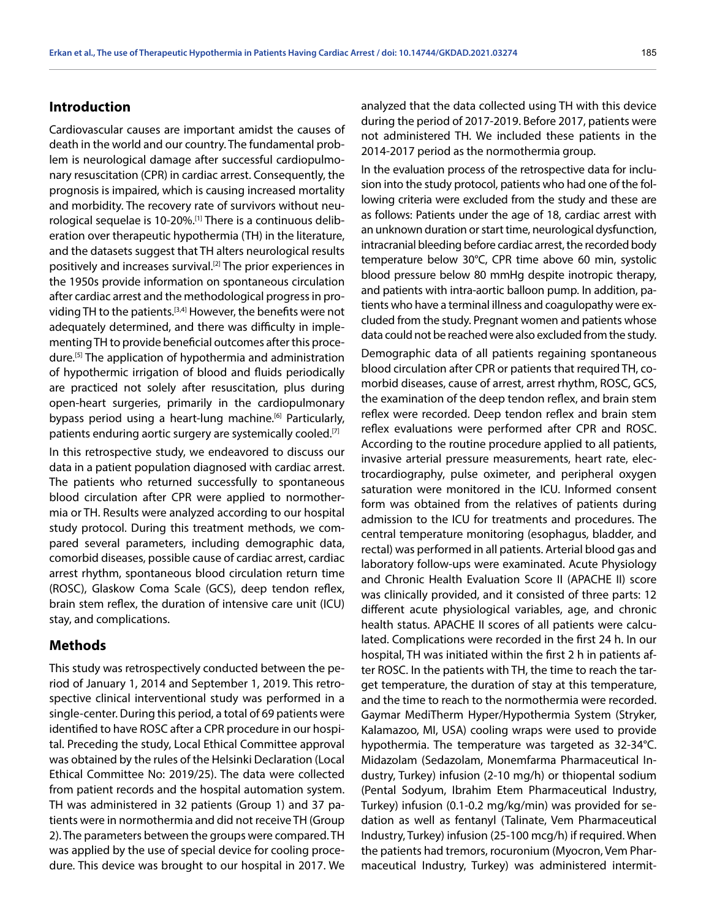## Introduction

Cardiovascular causes are important amidst the causes of death in the world and our country. The fundamental problem is neurological damage after successful cardiopulmonary resuscitation (CPR) in cardiac arrest. Consequently, the prognosis is impaired, which is causing increased mortality and morbidity. The recovery rate of survivors without neurological sequelae is 10-20%.[1] There is a continuous deliberation over therapeutic hypothermia (TH) in the literature, and the datasets suggest that TH alters neurological results positively and increases survival.[2] The prior experiences in the 1950s provide information on spontaneous circulation after cardiac arrest and the methodological progress in providing TH to the patients.[3,4] However, the benefits were not adequately determined, and there was difficulty in implementing TH to provide beneficial outcomes after this procedure.[5] The application of hypothermia and administration of hypothermic irrigation of blood and fluids periodically are practiced not solely after resuscitation, plus during open-heart surgeries, primarily in the cardiopulmonary bypass period using a heart-lung machine.[6] Particularly, patients enduring aortic surgery are systemically cooled.[7]

In this retrospective study, we endeavored to discuss our data in a patient population diagnosed with cardiac arrest. The patients who returned successfully to spontaneous blood circulation after CPR were applied to normothermia or TH. Results were analyzed according to our hospital study protocol. During this treatment methods, we compared several parameters, including demographic data, comorbid diseases, possible cause of cardiac arrest, cardiac arrest rhythm, spontaneous blood circulation return time (ROSC), Glaskow Coma Scale (GCS), deep tendon reflex, brain stem reflex, the duration of intensive care unit (ICU) stay, and complications.

## Methods

This study was retrospectively conducted between the period of January 1, 2014 and September 1, 2019. This retrospective clinical interventional study was performed in a single-center. During this period, a total of 69 patients were identified to have ROSC after a CPR procedure in our hospital. Preceding the study, Local Ethical Committee approval was obtained by the rules of the Helsinki Declaration (Local Ethical Committee No: 2019/25). The data were collected from patient records and the hospital automation system. TH was administered in 32 patients (Group 1) and 37 patients were in normothermia and did not receive TH (Group 2). The parameters between the groups were compared. TH was applied by the use of special device for cooling procedure. This device was brought to our hospital in 2017. We analyzed that the data collected using TH with this device during the period of 2017-2019. Before 2017, patients were not administered TH. We included these patients in the 2014-2017 period as the normothermia group.

In the evaluation process of the retrospective data for inclusion into the study protocol, patients who had one of the following criteria were excluded from the study and these are as follows: Patients under the age of 18, cardiac arrest with an unknown duration or start time, neurological dysfunction, intracranial bleeding before cardiac arrest, the recorded body temperature below 30°C, CPR time above 60 min, systolic blood pressure below 80 mmHg despite inotropic therapy, and patients with intra-aortic balloon pump. In addition, patients who have a terminal illness and coagulopathy were excluded from the study. Pregnant women and patients whose data could not be reached were also excluded from the study.

Demographic data of all patients regaining spontaneous blood circulation after CPR or patients that required TH, comorbid diseases, cause of arrest, arrest rhythm, ROSC, GCS, the examination of the deep tendon reflex, and brain stem reflex were recorded. Deep tendon reflex and brain stem reflex evaluations were performed after CPR and ROSC. According to the routine procedure applied to all patients, invasive arterial pressure measurements, heart rate, electrocardiography, pulse oximeter, and peripheral oxygen saturation were monitored in the ICU. Informed consent form was obtained from the relatives of patients during admission to the ICU for treatments and procedures. The central temperature monitoring (esophagus, bladder, and rectal) was performed in all patients. Arterial blood gas and laboratory follow-ups were examinated. Acute Physiology and Chronic Health Evaluation Score II (APACHE II) score was clinically provided, and it consisted of three parts: 12 different acute physiological variables, age, and chronic health status. APACHE II scores of all patients were calculated. Complications were recorded in the first 24 h. In our hospital, TH was initiated within the first 2 h in patients after ROSC. In the patients with TH, the time to reach the target temperature, the duration of stay at this temperature, and the time to reach to the normothermia were recorded. Gaymar MediTherm Hyper/Hypothermia System (Stryker, Kalamazoo, MI, USA) cooling wraps were used to provide hypothermia. The temperature was targeted as 32-34°C. Midazolam (Sedazolam, Monemfarma Pharmaceutical Industry, Turkey) infusion (2-10 mg/h) or thiopental sodium (Pental Sodyum, Ibrahim Etem Pharmaceutical Industry, Turkey) infusion (0.1-0.2 mg/kg/min) was provided for sedation as well as fentanyl (Talinate, Vem Pharmaceutical Industry, Turkey) infusion (25-100 mcg/h) if required. When the patients had tremors, rocuronium (Myocron, Vem Pharmaceutical Industry, Turkey) was administered intermit-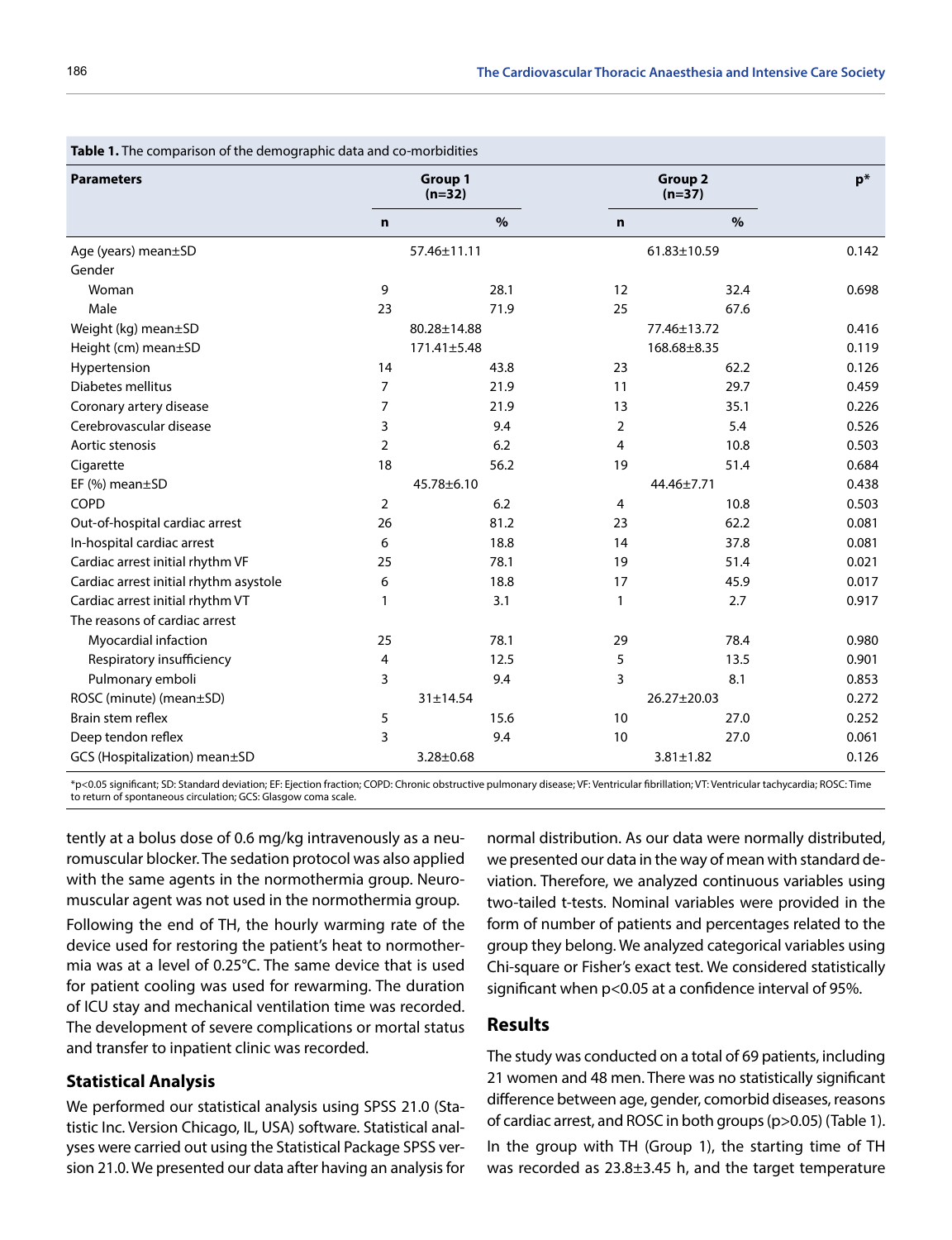**Table 1.** The comparison of the demographic data and co-morbidities

| Parameters | Group 1 (n=32) | | Group 2 (n=37) | | p* |
|---|---|---|---|---|---|
| | n | % | n | % | |
| Age (years) mean±SD | 57.46±11.11 | | 61.83±10.59 | | 0.142 |
| Gender | | | | | |
| Woman | 9 | 28.1 | 12 | 32.4 | 0.698 |
| Male | 23 | 71.9 | 25 | 67.6 | |
| Weight (kg) mean±SD | 80.28±14.88 | | 77.46±13.72 | | 0.416 |
| Height (cm) mean±SD | 171.41±5.48 | | 168.68±8.35 | | 0.119 |
| Hypertension | 14 | 43.8 | 23 | 62.2 | 0.126 |
| Diabetes mellitus | 7 | 21.9 | 11 | 29.7 | 0.459 |
| Coronary artery disease | 7 | 21.9 | 13 | 35.1 | 0.226 |
| Cerebrovascular disease | 3 | 9.4 | 2 | 5.4 | 0.526 |
| Aortic stenosis | 2 | 6.2 | 4 | 10.8 | 0.503 |
| Cigarette | 18 | 56.2 | 19 | 51.4 | 0.684 |
| EF (%) mean±SD | 45.78±6.10 | | 44.46±7.71 | | 0.438 |
| COPD | 2 | 6.2 | 4 | 10.8 | 0.503 |
| Out-of-hospital cardiac arrest | 26 | 81.2 | 23 | 62.2 | 0.081 |
| In-hospital cardiac arrest | 6 | 18.8 | 14 | 37.8 | 0.081 |
| Cardiac arrest initial rhythm VF | 25 | 78.1 | 19 | 51.4 | 0.021 |
| Cardiac arrest initial rhythm asystole | 6 | 18.8 | 17 | 45.9 | 0.017 |
| Cardiac arrest initial rhythm VT | 1 | 3.1 | 1 | 2.7 | 0.917 |
| The reasons of cardiac arrest | | | | | |
| Myocardial infaction | 25 | 78.1 | 29 | 78.4 | 0.980 |
| Respiratory insufficiency | 4 | 12.5 | 5 | 13.5 | 0.901 |
| Pulmonary emboli | 3 | 9.4 | 3 | 8.1 | 0.853 |
| ROSC (minute) (mean±SD) | 31±14.54 | | 26.27±20.03 | | 0.272 |
| Brain stem reflex | 5 | 15.6 | 10 | 27.0 | 0.252 |
| Deep tendon reflex | 3 | 9.4 | 10 | 27.0 | 0.061 |
| GCS (Hospitalization) mean±SD | 3.28±0.68 | | 3.81±1.82 | | 0.126 |

*p<0.05 significant; SD: Standard deviation; EF: Ejection fraction; COPD: Chronic obstructive pulmonary disease; VF: Ventricular fibrillation; VT: Ventricular tachycardia; ROSC: Time to return of spontaneous circulation; GCS: Glasgow coma scale.

tently at a bolus dose of 0.6 mg/kg intravenously as a neuromuscular blocker. The sedation protocol was also applied with the same agents in the normothermia group. Neuromuscular agent was not used in the normothermia group.

Following the end of TH, the hourly warming rate of the device used for restoring the patient's heat to normothermia was at a level of 0.25°C. The same device that is used for patient cooling was used for rewarming. The duration of ICU stay and mechanical ventilation time was recorded. The development of severe complications or mortal status and transfer to inpatient clinic was recorded.

### Statistical Analysis

We performed our statistical analysis using SPSS 21.0 (Statistic Inc. Version Chicago, IL, USA) software. Statistical analyses were carried out using the Statistical Package SPSS version 21.0. We presented our data after having an analysis for normal distribution. As our data were normally distributed, we presented our data in the way of mean with standard deviation. Therefore, we analyzed continuous variables using two-tailed t-tests. Nominal variables were provided in the form of number of patients and percentages related to the group they belong. We analyzed categorical variables using Chi-square or Fisher's exact test. We considered statistically significant when p<0.05 at a confidence interval of 95%.

## Results

The study was conducted on a total of 69 patients, including 21 women and 48 men. There was no statistically significant difference between age, gender, comorbid diseases, reasons of cardiac arrest, and ROSC in both groups (p>0.05) (Table 1).

In the group with TH (Group 1), the starting time of TH was recorded as 23.8±3.45 h, and the target temperature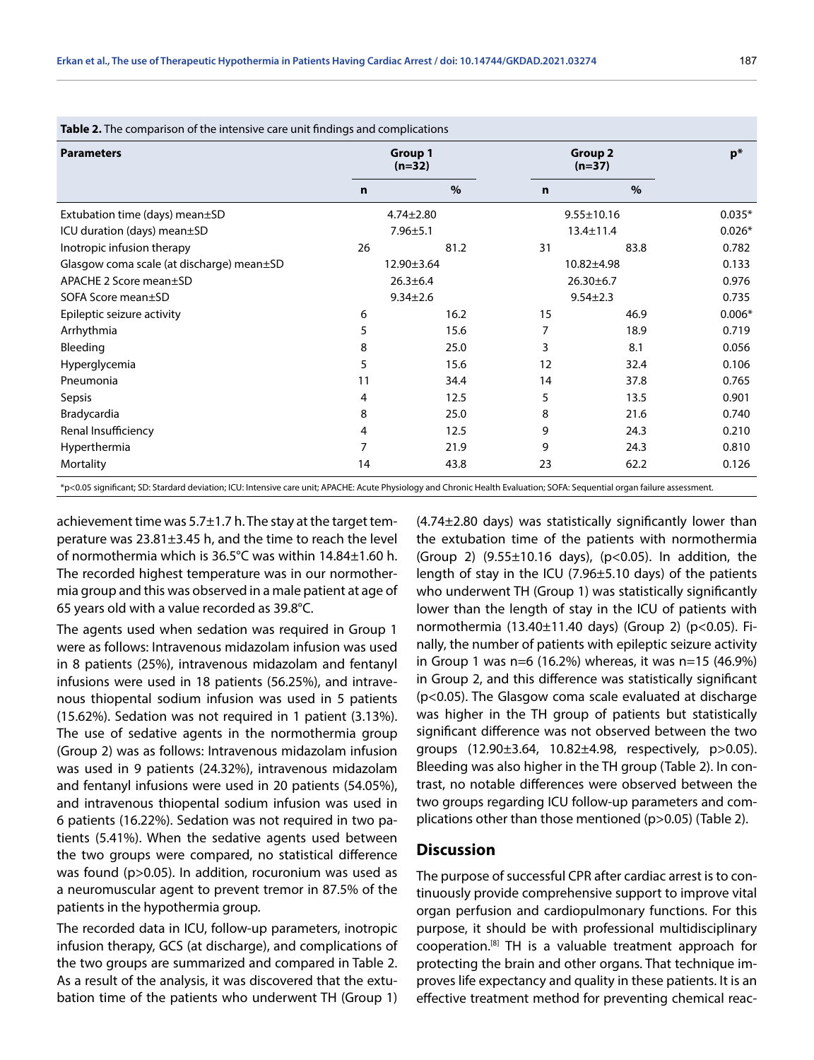**Table 2.** The comparison of the intensive care unit findings and complications

| Parameters | Group 1 (n=32) | | Group 2 (n=37) | | p* |
|---|---|---|---|---|---|
| | n | % | n | % | |
| Extubation time (days) mean±SD | 4.74±2.80 | | 9.55±10.16 | | 0.035* |
| ICU duration (days) mean±SD | 7.96±5.1 | | 13.4±11.4 | | 0.026* |
| Inotropic infusion therapy | 26 | 81.2 | 31 | 83.8 | 0.782 |
| Glasgow coma scale (at discharge) mean±SD | 12.90±3.64 | | 10.82±4.98 | | 0.133 |
| APACHE 2 Score mean±SD | 26.3±6.4 | | 26.30±6.7 | | 0.976 |
| SOFA Score mean±SD | 9.34±2.6 | | 9.54±2.3 | | 0.735 |
| Epileptic seizure activity | 6 | 16.2 | 15 | 46.9 | 0.006* |
| Arrhythmia | 5 | 15.6 | 7 | 18.9 | 0.719 |
| Bleeding | 8 | 25.0 | 3 | 8.1 | 0.056 |
| Hyperglycemia | 5 | 15.6 | 12 | 32.4 | 0.106 |
| Pneumonia | 11 | 34.4 | 14 | 37.8 | 0.765 |
| Sepsis | 4 | 12.5 | 5 | 13.5 | 0.901 |
| Bradycardia | 8 | 25.0 | 8 | 21.6 | 0.740 |
| Renal Insufficiency | 4 | 12.5 | 9 | 24.3 | 0.210 |
| Hyperthermia | 7 | 21.9 | 9 | 24.3 | 0.810 |
| Mortality | 14 | 43.8 | 23 | 62.2 | 0.126 |

*p<0.05 significant; SD: Standard deviation; ICU: Intensive care unit; APACHE: Acute Physiology and Chronic Health Evaluation; SOFA: Sequential organ failure assessment.

achievement time was 5.7±1.7 h. The stay at the target temperature was 23.81±3.45 h, and the time to reach the level of normothermia which is 36.5°C was within 14.84±1.60 h. The recorded highest temperature was in our normothermia group and this was observed in a male patient at age of 65 years old with a value recorded as 39.8°C.

The agents used when sedation was required in Group 1 were as follows: Intravenous midazolam infusion was used in 8 patients (25%), intravenous midazolam and fentanyl infusions were used in 18 patients (56.25%), and intravenous thiopental sodium infusion was used in 5 patients (15.62%). Sedation was not required in 1 patient (3.13%). The use of sedative agents in the normothermia group (Group 2) was as follows: Intravenous midazolam infusion was used in 9 patients (24.32%), intravenous midazolam and fentanyl infusions were used in 20 patients (54.05%), and intravenous thiopental sodium infusion was used in 6 patients (16.22%). Sedation was not required in two patients (5.41%). When the sedative agents used between the two groups were compared, no statistical difference was found (p>0.05). In addition, rocuronium was used as a neuromuscular agent to prevent tremor in 87.5% of the patients in the hypothermia group.

The recorded data in ICU, follow-up parameters, inotropic infusion therapy, GCS (at discharge), and complications of the two groups are summarized and compared in Table 2. As a result of the analysis, it was discovered that the extubation time of the patients who underwent TH (Group 1) (4.74±2.80 days) was statistically significantly lower than the extubation time of the patients with normothermia (Group 2) (9.55±10.16 days), (p<0.05). In addition, the length of stay in the ICU (7.96±5.10 days) of the patients who underwent TH (Group 1) was statistically significantly lower than the length of stay in the ICU of patients with normothermia (13.40±11.40 days) (Group 2) (p<0.05). Finally, the number of patients with epileptic seizure activity in Group 1 was n=6 (16.2%) whereas, it was n=15 (46.9%) in Group 2, and this difference was statistically significant (p<0.05). The Glasgow coma scale evaluated at discharge was higher in the TH group of patients but statistically significant difference was not observed between the two groups (12.90±3.64, 10.82±4.98, respectively, p>0.05). Bleeding was also higher in the TH group (Table 2). In contrast, no notable differences were observed between the two groups regarding ICU follow-up parameters and complications other than those mentioned (p>0.05) (Table 2).

## Discussion

The purpose of successful CPR after cardiac arrest is to continuously provide comprehensive support to improve vital organ perfusion and cardiopulmonary functions. For this purpose, it should be with professional multidisciplinary cooperation.[8] TH is a valuable treatment approach for protecting the brain and other organs. That technique improves life expectancy and quality in these patients. It is an effective treatment method for preventing chemical reac-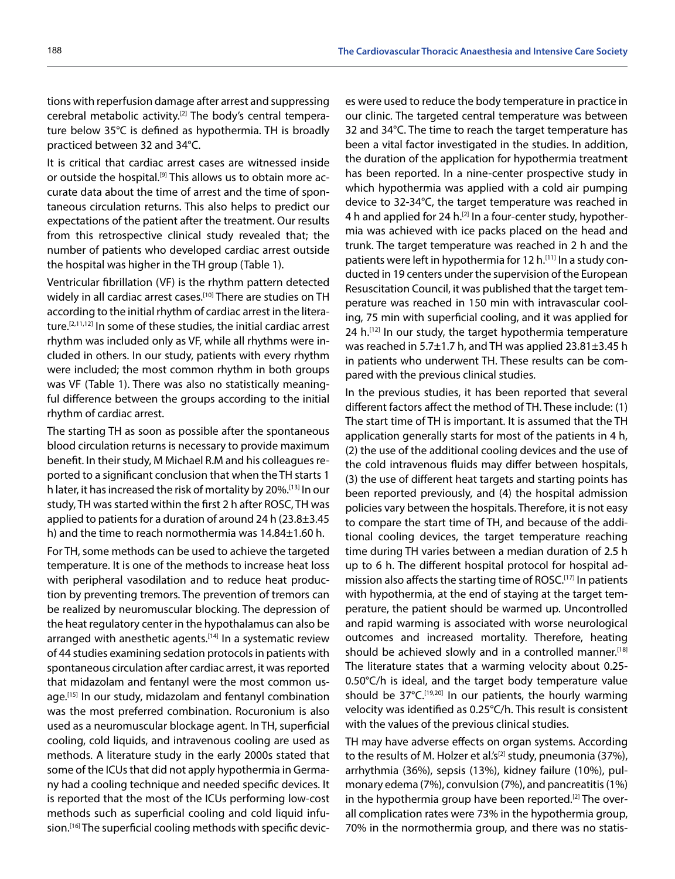tions with reperfusion damage after arrest and suppressing cerebral metabolic activity.[2] The body's central temperature below 35°C is defined as hypothermia. TH is broadly practiced between 32 and 34°C.

It is critical that cardiac arrest cases are witnessed inside or outside the hospital.[9] This allows us to obtain more accurate data about the time of arrest and the time of spontaneous circulation returns. This also helps to predict our expectations of the patient after the treatment. Our results from this retrospective clinical study revealed that; the number of patients who developed cardiac arrest outside the hospital was higher in the TH group (Table 1).

Ventricular fibrillation (VF) is the rhythm pattern detected widely in all cardiac arrest cases.[10] There are studies on TH according to the initial rhythm of cardiac arrest in the literature.[2,11,12] In some of these studies, the initial cardiac arrest rhythm was included only as VF, while all rhythms were included in others. In our study, patients with every rhythm were included; the most common rhythm in both groups was VF (Table 1). There was also no statistically meaningful difference between the groups according to the initial rhythm of cardiac arrest.

The starting TH as soon as possible after the spontaneous blood circulation returns is necessary to provide maximum benefit. In their study, M Michael R.M and his colleagues reported to a significant conclusion that when the TH starts 1 h later, it has increased the risk of mortality by 20%.[13] In our study, TH was started within the first 2 h after ROSC, TH was applied to patients for a duration of around 24 h (23.8±3.45 h) and the time to reach normothermia was 14.84±1.60 h.

For TH, some methods can be used to achieve the targeted temperature. It is one of the methods to increase heat loss with peripheral vasodilation and to reduce heat production by preventing tremors. The prevention of tremors can be realized by neuromuscular blocking. The depression of the heat regulatory center in the hypothalamus can also be arranged with anesthetic agents.[14] In a systematic review of 44 studies examining sedation protocols in patients with spontaneous circulation after cardiac arrest, it was reported that midazolam and fentanyl were the most common usage.[15] In our study, midazolam and fentanyl combination was the most preferred combination. Rocuronium is also used as a neuromuscular blockage agent. In TH, superficial cooling, cold liquids, and intravenous cooling are used as methods. A literature study in the early 2000s stated that some of the ICUs that did not apply hypothermia in Germany had a cooling technique and needed specific devices. It is reported that the most of the ICUs performing low-cost methods such as superficial cooling and cold liquid infusion.[16] The superficial cooling methods with specific devices were used to reduce the body temperature in practice in our clinic. The targeted central temperature was between 32 and 34°C. The time to reach the target temperature has been a vital factor investigated in the studies. In addition, the duration of the application for hypothermia treatment has been reported. In a nine-center prospective study in which hypothermia was applied with a cold air pumping device to 32-34°C, the target temperature was reached in 4 h and applied for 24 h.[2] In a four-center study, hypothermia was achieved with ice packs placed on the head and trunk. The target temperature was reached in 2 h and the patients were left in hypothermia for 12 h.[11] In a study conducted in 19 centers under the supervision of the European Resuscitation Council, it was published that the target temperature was reached in 150 min with intravascular cooling, 75 min with superficial cooling, and it was applied for 24 h.[12] In our study, the target hypothermia temperature was reached in 5.7±1.7 h, and TH was applied 23.81±3.45 h in patients who underwent TH. These results can be compared with the previous clinical studies.

In the previous studies, it has been reported that several different factors affect the method of TH. These include: (1) The start time of TH is important. It is assumed that the TH application generally starts for most of the patients in 4 h, (2) the use of the additional cooling devices and the use of the cold intravenous fluids may differ between hospitals, (3) the use of different heat targets and starting points has been reported previously, and (4) the hospital admission policies vary between the hospitals. Therefore, it is not easy to compare the start time of TH, and because of the additional cooling devices, the target temperature reaching time during TH varies between a median duration of 2.5 h up to 6 h. The different hospital protocol for hospital admission also affects the starting time of ROSC.[17] In patients with hypothermia, at the end of staying at the target temperature, the patient should be warmed up. Uncontrolled and rapid warming is associated with worse neurological outcomes and increased mortality. Therefore, heating should be achieved slowly and in a controlled manner.[18] The literature states that a warming velocity about 0.25-0.50°C/h is ideal, and the target body temperature value should be 37°C.[19,20] In our patients, the hourly warming velocity was identified as 0.25°C/h. This result is consistent with the values of the previous clinical studies.

TH may have adverse effects on organ systems. According to the results of M. Holzer et al.'s[2] study, pneumonia (37%), arrhythmia (36%), sepsis (13%), kidney failure (10%), pulmonary edema (7%), convulsion (7%), and pancreatitis (1%) in the hypothermia group have been reported.[2] The overall complication rates were 73% in the hypothermia group, 70% in the normothermia group, and there was no statis-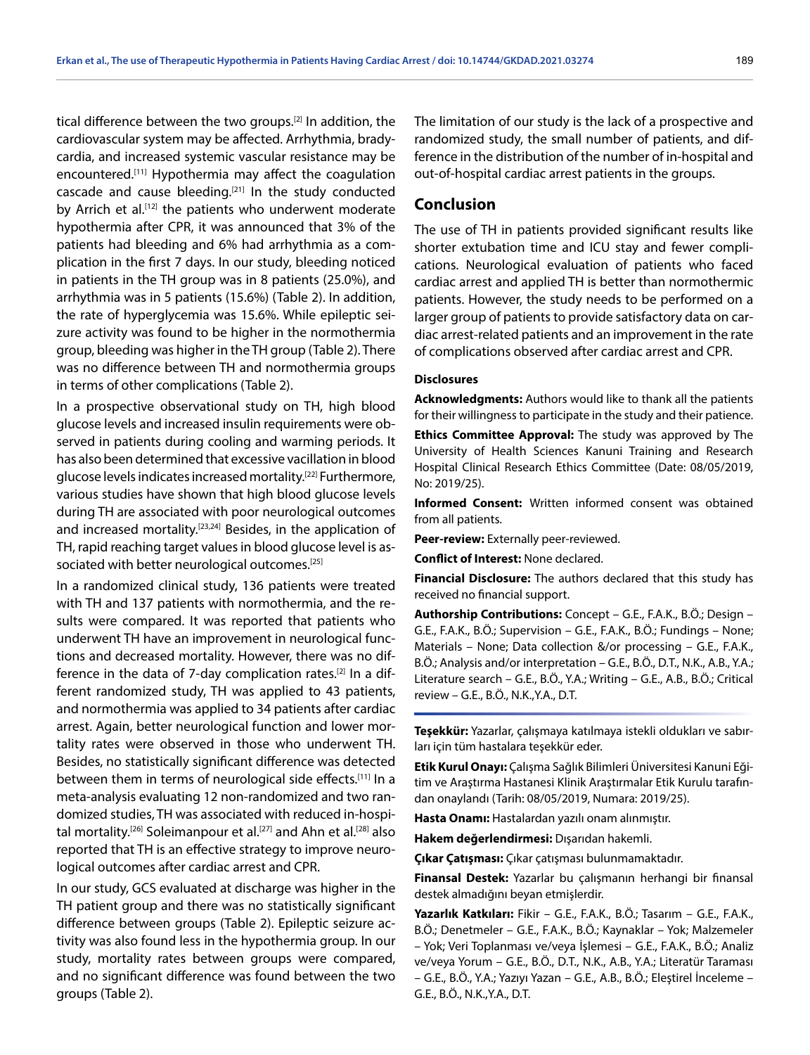tical difference between the two groups.[2] In addition, the cardiovascular system may be affected. Arrhythmia, bradycardia, and increased systemic vascular resistance may be encountered.[11] Hypothermia may affect the coagulation cascade and cause bleeding.[21] In the study conducted by Arrich et al.[12] the patients who underwent moderate hypothermia after CPR, it was announced that 3% of the patients had bleeding and 6% had arrhythmia as a complication in the first 7 days. In our study, bleeding noticed in patients in the TH group was in 8 patients (25.0%), and arrhythmia was in 5 patients (15.6%) (Table 2). In addition, the rate of hyperglycemia was 15.6%. While epileptic seizure activity was found to be higher in the normothermia group, bleeding was higher in the TH group (Table 2). There was no difference between TH and normothermia groups in terms of other complications (Table 2).

In a prospective observational study on TH, high blood glucose levels and increased insulin requirements were observed in patients during cooling and warming periods. It has also been determined that excessive vacillation in blood glucose levels indicates increased mortality.[22] Furthermore, various studies have shown that high blood glucose levels during TH are associated with poor neurological outcomes and increased mortality.[23,24] Besides, in the application of TH, rapid reaching target values in blood glucose level is associated with better neurological outcomes.[25]

In a randomized clinical study, 136 patients were treated with TH and 137 patients with normothermia, and the results were compared. It was reported that patients who underwent TH have an improvement in neurological functions and decreased mortality. However, there was no difference in the data of 7-day complication rates.[2] In a different randomized study, TH was applied to 43 patients, and normothermia was applied to 34 patients after cardiac arrest. Again, better neurological function and lower mortality rates were observed in those who underwent TH. Besides, no statistically significant difference was detected between them in terms of neurological side effects.[11] In a meta-analysis evaluating 12 non-randomized and two randomized studies, TH was associated with reduced in-hospital mortality.[26] Soleimanpour et al.[27] and Ahn et al.[28] also reported that TH is an effective strategy to improve neurological outcomes after cardiac arrest and CPR.

In our study, GCS evaluated at discharge was higher in the TH patient group and there was no statistically significant difference between groups (Table 2). Epileptic seizure activity was also found less in the hypothermia group. In our study, mortality rates between groups were compared, and no significant difference was found between the two groups (Table 2).

The limitation of our study is the lack of a prospective and randomized study, the small number of patients, and difference in the distribution of the number of in-hospital and out-of-hospital cardiac arrest patients in the groups.

## Conclusion

The use of TH in patients provided significant results like shorter extubation time and ICU stay and fewer complications. Neurological evaluation of patients who faced cardiac arrest and applied TH is better than normothermic patients. However, the study needs to be performed on a larger group of patients to provide satisfactory data on cardiac arrest-related patients and an improvement in the rate of complications observed after cardiac arrest and CPR.

### Disclosures

**Acknowledgments:** Authors would like to thank all the patients for their willingness to participate in the study and their patience.

**Ethics Committee Approval:** The study was approved by The University of Health Sciences Kanuni Training and Research Hospital Clinical Research Ethics Committee (Date: 08/05/2019, No: 2019/25).

**Informed Consent:** Written informed consent was obtained from all patients.

**Peer-review:** Externally peer-reviewed.

**Conflict of Interest:** None declared.

**Financial Disclosure:** The authors declared that this study has received no financial support.

**Authorship Contributions:** Concept – G.E., F.A.K., B.Ö.; Design – G.E., F.A.K., B.Ö.; Supervision – G.E., F.A.K., B.Ö.; Fundings – None; Materials – None; Data collection &/or processing – G.E., F.A.K., B.Ö.; Analysis and/or interpretation – G.E., B.Ö., D.T., N.K., A.B., Y.A.; Literature search – G.E., B.Ö., Y.A.; Writing – G.E., A.B., B.Ö.; Critical review – G.E., B.Ö., N.K.,Y.A., D.T.

**Teşekkür:** Yazarlar, çalışmaya katılmaya istekli oldukları ve sabırları için tüm hastalara teşekkür eder.

**Etik Kurul Onayı:** Çalışma Sağlık Bilimleri Üniversitesi Kanuni Eğitim ve Araştırma Hastanesi Klinik Araştırmalar Etik Kurulu tarafından onaylandı (Tarih: 08/05/2019, Numara: 2019/25).

**Hasta Onamı:** Hastalardan yazılı onam alınmıştır.

**Hakem değerlendirmesi:** Dışarıdan hakemli.

**Çıkar Çatışması:** Çıkar çatışması bulunmamaktadır.

**Finansal Destek:** Yazarlar bu çalışmanın herhangi bir finansal destek almadığını beyan etmişlerdir.

**Yazarlık Katkıları:** Fikir – G.E., F.A.K., B.Ö.; Tasarım – G.E., F.A.K., B.Ö.; Denetmeler – G.E., F.A.K., B.Ö.; Kaynaklar – Yok; Malzemeler – Yok; Veri Toplanması ve/veya İşlemesi – G.E., F.A.K., B.Ö.; Analiz ve/veya Yorum – G.E., B.Ö., D.T., N.K., A.B., Y.A.; Literatür Taraması – G.E., B.Ö., Y.A.; Yazıyı Yazan – G.E., A.B., B.Ö.; Eleştirel İnceleme – G.E., B.Ö., N.K.,Y.A., D.T.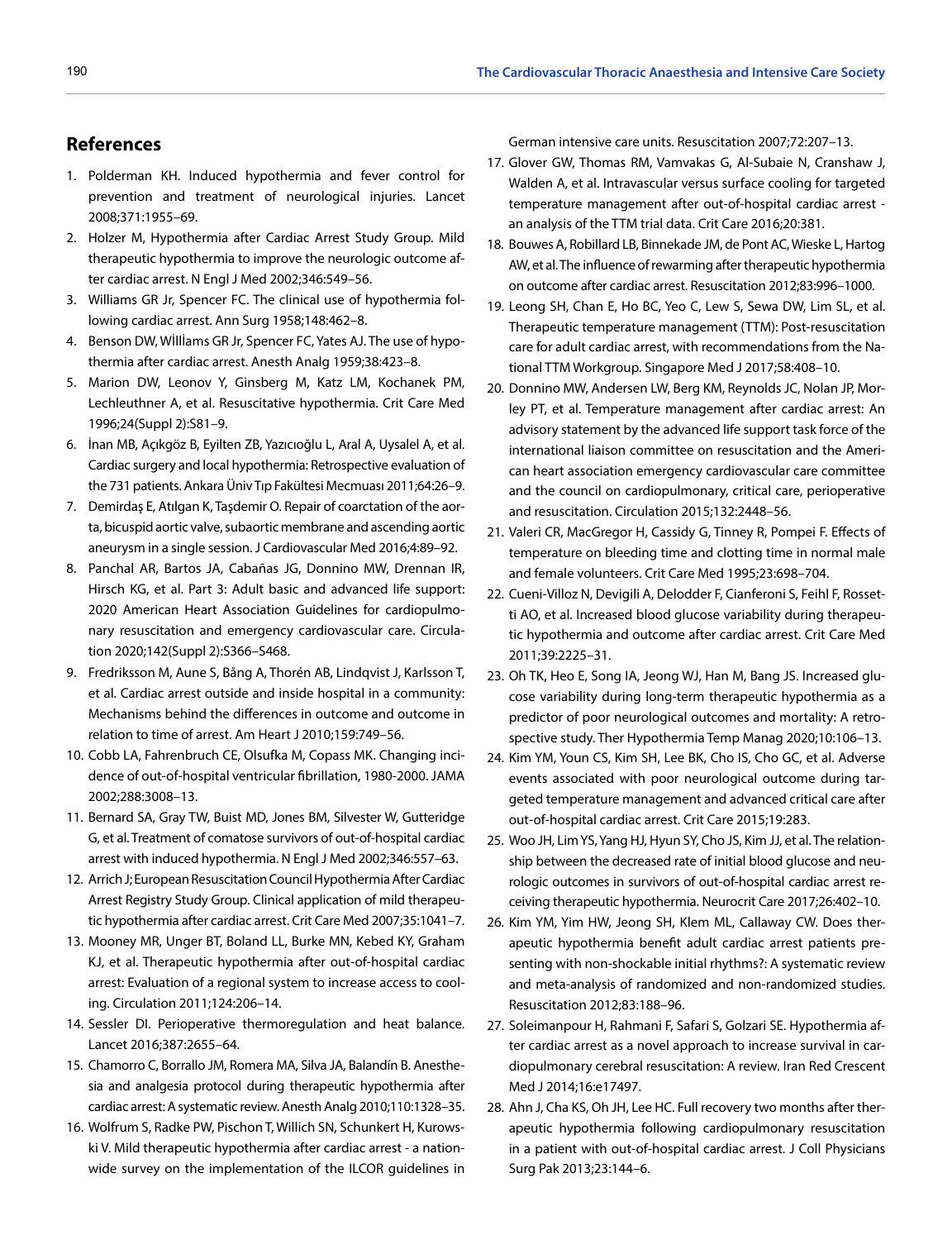## References

1. Polderman KH. Induced hypothermia and fever control for prevention and treatment of neurological injuries. Lancet 2008;371:1955–69.
2. Holzer M, Hypothermia after Cardiac Arrest Study Group. Mild therapeutic hypothermia to improve the neurologic outcome after cardiac arrest. N Engl J Med 2002;346:549–56.
3. Williams GR Jr, Spencer FC. The clinical use of hypothermia following cardiac arrest. Ann Surg 1958;148:462–8.
4. Benson DW, WİllIams GR Jr, Spencer FC, Yates AJ. The use of hypothermia after cardiac arrest. Anesth Analg 1959;38:423–8.
5. Marion DW, Leonov Y, Ginsberg M, Katz LM, Kochanek PM, Lechleuthner A, et al. Resuscitative hypothermia. Crit Care Med 1996;24(Suppl 2):S81–9.
6. İnan MB, Açıkgöz B, Eyilten ZB, Yazıcıoğlu L, Aral A, Uysalel A, et al. Cardiac surgery and local hypothermia: Retrospective evaluation of the 731 patients. Ankara Üniv Tıp Fakültesi Mecmuası 2011;64:26–9.
7. Demirdaş E, Atılgan K, Taşdemir O. Repair of coarctation of the aorta, bicuspid aortic valve, subaortic membrane and ascending aortic aneurysm in a single session. J Cardiovascular Med 2016;4:89–92.
8. Panchal AR, Bartos JA, Cabañas JG, Donnino MW, Drennan IR, Hirsch KG, et al. Part 3: Adult basic and advanced life support: 2020 American Heart Association Guidelines for cardiopulmonary resuscitation and emergency cardiovascular care. Circulation 2020;142(Suppl 2):S366–S468.
9. Fredriksson M, Aune S, Bång A, Thorén AB, Lindqvist J, Karlsson T, et al. Cardiac arrest outside and inside hospital in a community: Mechanisms behind the differences in outcome and outcome in relation to time of arrest. Am Heart J 2010;159:749–56.
10. Cobb LA, Fahrenbruch CE, Olsufka M, Copass MK. Changing incidence of out-of-hospital ventricular fibrillation, 1980-2000. JAMA 2002;288:3008–13.
11. Bernard SA, Gray TW, Buist MD, Jones BM, Silvester W, Gutteridge G, et al. Treatment of comatose survivors of out-of-hospital cardiac arrest with induced hypothermia. N Engl J Med 2002;346:557–63.
12. Arrich J; European Resuscitation Council Hypothermia After Cardiac Arrest Registry Study Group. Clinical application of mild therapeutic hypothermia after cardiac arrest. Crit Care Med 2007;35:1041–7.
13. Mooney MR, Unger BT, Boland LL, Burke MN, Kebed KY, Graham KJ, et al. Therapeutic hypothermia after out-of-hospital cardiac arrest: Evaluation of a regional system to increase access to cooling. Circulation 2011;124:206–14.
14. Sessler DI. Perioperative thermoregulation and heat balance. Lancet 2016;387:2655–64.
15. Chamorro C, Borrallo JM, Romera MA, Silva JA, Balandín B. Anesthesia and analgesia protocol during therapeutic hypothermia after cardiac arrest: A systematic review. Anesth Analg 2010;110:1328–35.
16. Wolfrum S, Radke PW, Pischon T, Willich SN, Schunkert H, Kurowski V. Mild therapeutic hypothermia after cardiac arrest - a nationwide survey on the implementation of the ILCOR guidelines in German intensive care units. Resuscitation 2007;72:207–13.
17. Glover GW, Thomas RM, Vamvakas G, Al-Subaie N, Cranshaw J, Walden A, et al. Intravascular versus surface cooling for targeted temperature management after out-of-hospital cardiac arrest - an analysis of the TTM trial data. Crit Care 2016;20:381.
18. Bouwes A, Robillard LB, Binnekade JM, de Pont AC, Wieske L, Hartog AW, et al. The influence of rewarming after therapeutic hypothermia on outcome after cardiac arrest. Resuscitation 2012;83:996–1000.
19. Leong SH, Chan E, Ho BC, Yeo C, Lew S, Sewa DW, Lim SL, et al. Therapeutic temperature management (TTM): Post-resuscitation care for adult cardiac arrest, with recommendations from the National TTM Workgroup. Singapore Med J 2017;58:408–10.
20. Donnino MW, Andersen LW, Berg KM, Reynolds JC, Nolan JP, Morley PT, et al. Temperature management after cardiac arrest: An advisory statement by the advanced life support task force of the international liaison committee on resuscitation and the American heart association emergency cardiovascular care committee and the council on cardiopulmonary, critical care, perioperative and resuscitation. Circulation 2015;132:2448–56.
21. Valeri CR, MacGregor H, Cassidy G, Tinney R, Pompei F. Effects of temperature on bleeding time and clotting time in normal male and female volunteers. Crit Care Med 1995;23:698–704.
22. Cueni-Villoz N, Devigili A, Delodder F, Cianferoni S, Feihl F, Rossetti AO, et al. Increased blood glucose variability during therapeutic hypothermia and outcome after cardiac arrest. Crit Care Med 2011;39:2225–31.
23. Oh TK, Heo E, Song IA, Jeong WJ, Han M, Bang JS. Increased glucose variability during long-term therapeutic hypothermia as a predictor of poor neurological outcomes and mortality: A retrospective study. Ther Hypothermia Temp Manag 2020;10:106–13.
24. Kim YM, Youn CS, Kim SH, Lee BK, Cho IS, Cho GC, et al. Adverse events associated with poor neurological outcome during targeted temperature management and advanced critical care after out-of-hospital cardiac arrest. Crit Care 2015;19:283.
25. Woo JH, Lim YS, Yang HJ, Hyun SY, Cho JS, Kim JJ, et al. The relationship between the decreased rate of initial blood glucose and neurologic outcomes in survivors of out-of-hospital cardiac arrest receiving therapeutic hypothermia. Neurocrit Care 2017;26:402–10.
26. Kim YM, Yim HW, Jeong SH, Klem ML, Callaway CW. Does therapeutic hypothermia benefit adult cardiac arrest patients presenting with non-shockable initial rhythms?: A systematic review and meta-analysis of randomized and non-randomized studies. Resuscitation 2012;83:188–96.
27. Soleimanpour H, Rahmani F, Safari S, Golzari SE. Hypothermia after cardiac arrest as a novel approach to increase survival in cardiopulmonary cerebral resuscitation: A review. Iran Red Crescent Med J 2014;16:e17497.
28. Ahn J, Cha KS, Oh JH, Lee HC. Full recovery two months after therapeutic hypothermia following cardiopulmonary resuscitation in a patient with out-of-hospital cardiac arrest. J Coll Physicians Surg Pak 2013;23:144–6.